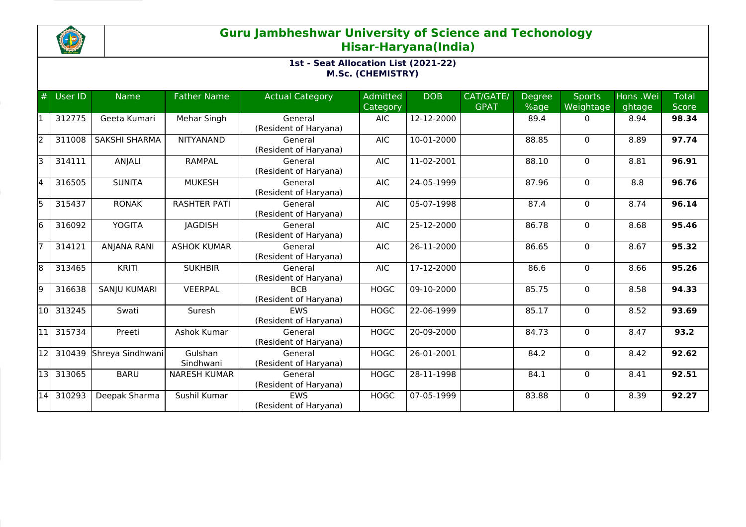# Guru Jambheshwar University of Science and Techonology
## Hisar-Haryana(India)

### 1st - Seat Allocation List (2021-22)
### M.Sc. (CHEMISTRY)

| # | User ID | Name | Father Name | Actual Category | Admitted Category | DOB | CAT/GATE/ GPAT | Degree %age | Sports Weightage | Hons .Weightage | Total Score |
|---|---|---|---|---|---|---|---|---|---|---|---|
| 1 | 312775 | Geeta Kumari | Mehar Singh | General (Resident of Haryana) | AIC | 12-12-2000 | | 89.4 | 0 | 8.94 | **98.34** |
| 2 | 311008 | SAKSHI SHARMA | NITYANAND | General (Resident of Haryana) | AIC | 10-01-2000 | | 88.85 | 0 | 8.89 | **97.74** |
| 3 | 314111 | ANJALI | RAMPAL | General (Resident of Haryana) | AIC | 11-02-2001 | | 88.10 | 0 | 8.81 | **96.91** |
| 4 | 316505 | SUNITA | MUKESH | General (Resident of Haryana) | AIC | 24-05-1999 | | 87.96 | 0 | 8.8 | **96.76** |
| 5 | 315437 | RONAK | RASHTER PATI | General (Resident of Haryana) | AIC | 05-07-1998 | | 87.4 | 0 | 8.74 | **96.14** |
| 6 | 316092 | YOGITA | JAGDISH | General (Resident of Haryana) | AIC | 25-12-2000 | | 86.78 | 0 | 8.68 | **95.46** |
| 7 | 314121 | ANJANA RANI | ASHOK KUMAR | General (Resident of Haryana) | AIC | 26-11-2000 | | 86.65 | 0 | 8.67 | **95.32** |
| 8 | 313465 | KRITI | SUKHBIR | General (Resident of Haryana) | AIC | 17-12-2000 | | 86.6 | 0 | 8.66 | **95.26** |
| 9 | 316638 | SANJU KUMARI | VEERPAL | BCB (Resident of Haryana) | HOGC | 09-10-2000 | | 85.75 | 0 | 8.58 | **94.33** |
| 10 | 313245 | Swati | Suresh | EWS (Resident of Haryana) | HOGC | 22-06-1999 | | 85.17 | 0 | 8.52 | **93.69** |
| 11 | 315734 | Preeti | Ashok Kumar | General (Resident of Haryana) | HOGC | 20-09-2000 | | 84.73 | 0 | 8.47 | **93.2** |
| 12 | 310439 | Shreya Sindhwani | Gulshan Sindhwani | General (Resident of Haryana) | HOGC | 26-01-2001 | | 84.2 | 0 | 8.42 | **92.62** |
| 13 | 313065 | BARU | NARESH KUMAR | General (Resident of Haryana) | HOGC | 28-11-1998 | | 84.1 | 0 | 8.41 | **92.51** |
| 14 | 310293 | Deepak Sharma | Sushil Kumar | EWS (Resident of Haryana) | HOGC | 07-05-1999 | | 83.88 | 0 | 8.39 | **92.27** |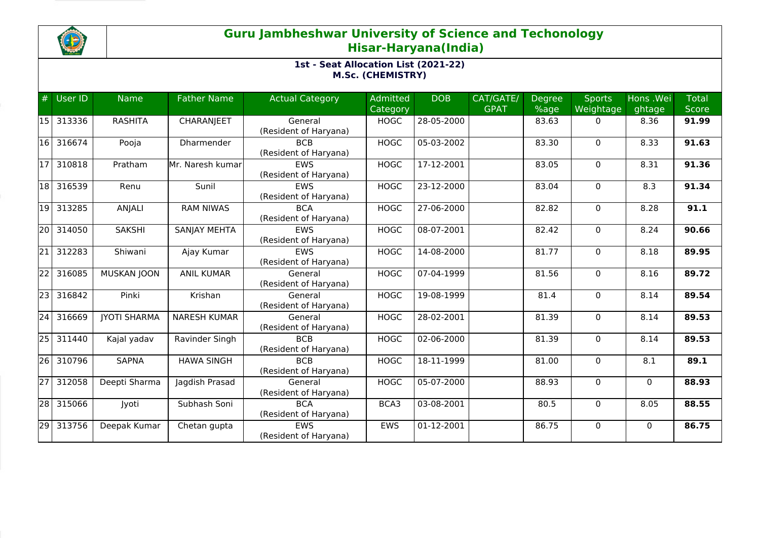# Guru Jambheshwar University of Science and Techonology
## Hisar-Haryana(India)

### 1st - Seat Allocation List (2021-22)
### M.Sc. (CHEMISTRY)

| # | User ID | Name | Father Name | Actual Category | Admitted Category | DOB | CAT/GATE/ GPAT | Degree %age | Sports Weightage | Hons .Weightage | Total Score |
|---|---|---|---|---|---|---|---|---|---|---|---|
| 15 | 313336 | RASHITA | CHARANJEET | General (Resident of Haryana) | HOGC | 28-05-2000 | | 83.63 | 0 | 8.36 | **91.99** |
| 16 | 316674 | Pooja | Dharmender | BCB (Resident of Haryana) | HOGC | 05-03-2002 | | 83.30 | 0 | 8.33 | **91.63** |
| 17 | 310818 | Pratham | Mr. Naresh kumar | EWS (Resident of Haryana) | HOGC | 17-12-2001 | | 83.05 | 0 | 8.31 | **91.36** |
| 18 | 316539 | Renu | Sunil | EWS (Resident of Haryana) | HOGC | 23-12-2000 | | 83.04 | 0 | 8.3 | **91.34** |
| 19 | 313285 | ANJALI | RAM NIWAS | BCA (Resident of Haryana) | HOGC | 27-06-2000 | | 82.82 | 0 | 8.28 | **91.1** |
| 20 | 314050 | SAKSHI | SANJAY MEHTA | EWS (Resident of Haryana) | HOGC | 08-07-2001 | | 82.42 | 0 | 8.24 | **90.66** |
| 21 | 312283 | Shiwani | Ajay Kumar | EWS (Resident of Haryana) | HOGC | 14-08-2000 | | 81.77 | 0 | 8.18 | **89.95** |
| 22 | 316085 | MUSKAN JOON | ANIL KUMAR | General (Resident of Haryana) | HOGC | 07-04-1999 | | 81.56 | 0 | 8.16 | **89.72** |
| 23 | 316842 | Pinki | Krishan | General (Resident of Haryana) | HOGC | 19-08-1999 | | 81.4 | 0 | 8.14 | **89.54** |
| 24 | 316669 | JYOTI SHARMA | NARESH KUMAR | General (Resident of Haryana) | HOGC | 28-02-2001 | | 81.39 | 0 | 8.14 | **89.53** |
| 25 | 311440 | Kajal yadav | Ravinder Singh | BCB (Resident of Haryana) | HOGC | 02-06-2000 | | 81.39 | 0 | 8.14 | **89.53** |
| 26 | 310796 | SAPNA | HAWA SINGH | BCB (Resident of Haryana) | HOGC | 18-11-1999 | | 81.00 | 0 | 8.1 | **89.1** |
| 27 | 312058 | Deepti Sharma | Jagdish Prasad | General (Resident of Haryana) | HOGC | 05-07-2000 | | 88.93 | 0 | 0 | **88.93** |
| 28 | 315066 | Jyoti | Subhash Soni | BCA (Resident of Haryana) | BCA3 | 03-08-2001 | | 80.5 | 0 | 8.05 | **88.55** |
| 29 | 313756 | Deepak Kumar | Chetan gupta | EWS (Resident of Haryana) | EWS | 01-12-2001 | | 86.75 | 0 | 0 | **86.75** |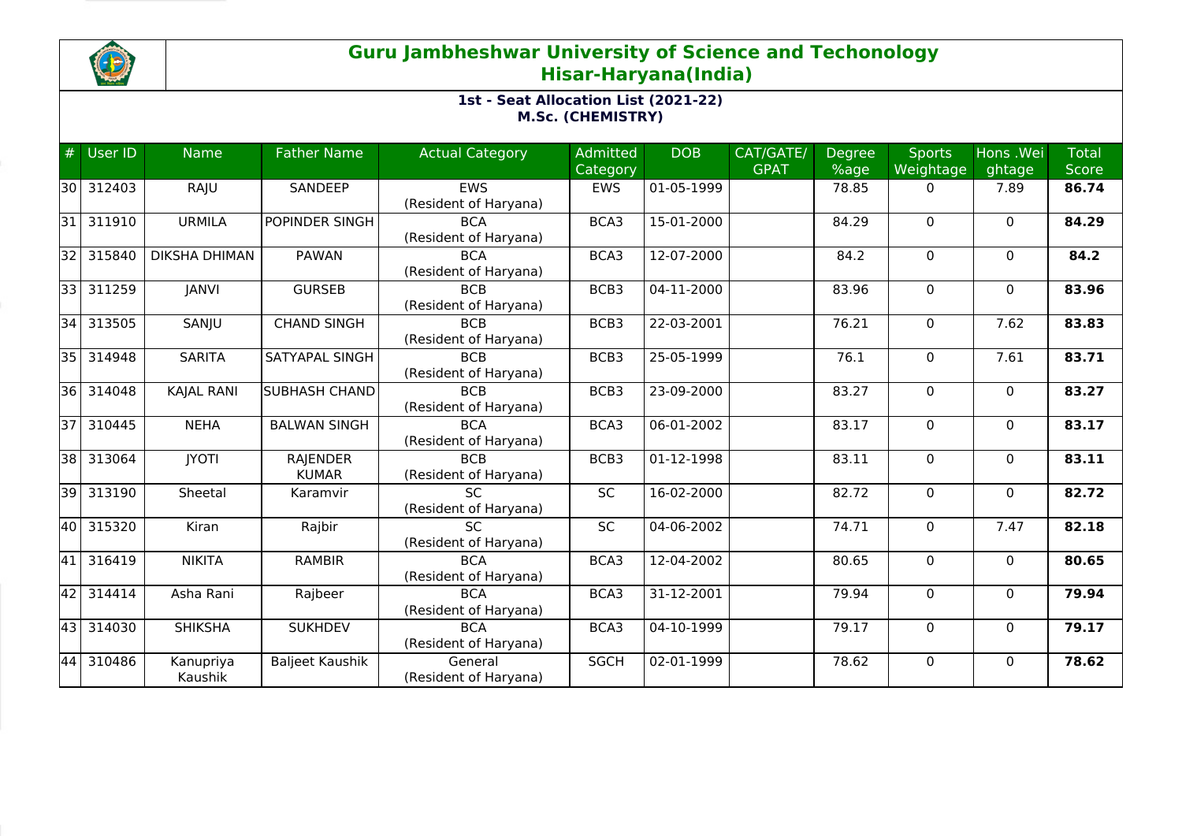## Guru Jambheshwar University of Science and Techonology
## Hisar-Haryana(India)

### 1st - Seat Allocation List (2021-22)
### M.Sc. (CHEMISTRY)

| # | User ID | Name | Father Name | Actual Category | Admitted Category | DOB | CAT/GATE/GPAT | Degree %age | Sports Weightage | Hons .Weightage | Total Score |
|---|---|---|---|---|---|---|---|---|---|---|---|
| 30 | 312403 | RAJU | SANDEEP | EWS (Resident of Haryana) | EWS | 01-05-1999 | | 78.85 | 0 | 7.89 | **86.74** |
| 31 | 311910 | URMILA | POPINDER SINGH | BCA (Resident of Haryana) | BCA3 | 15-01-2000 | | 84.29 | 0 | 0 | **84.29** |
| 32 | 315840 | DIKSHA DHIMAN | PAWAN | BCA (Resident of Haryana) | BCA3 | 12-07-2000 | | 84.2 | 0 | 0 | **84.2** |
| 33 | 311259 | JANVI | GURSEB | BCB (Resident of Haryana) | BCB3 | 04-11-2000 | | 83.96 | 0 | 0 | **83.96** |
| 34 | 313505 | SANJU | CHAND SINGH | BCB (Resident of Haryana) | BCB3 | 22-03-2001 | | 76.21 | 0 | 7.62 | **83.83** |
| 35 | 314948 | SARITA | SATYAPAL SINGH | BCB (Resident of Haryana) | BCB3 | 25-05-1999 | | 76.1 | 0 | 7.61 | **83.71** |
| 36 | 314048 | KAJAL RANI | SUBHASH CHAND | BCB (Resident of Haryana) | BCB3 | 23-09-2000 | | 83.27 | 0 | 0 | **83.27** |
| 37 | 310445 | NEHA | BALWAN SINGH | BCA (Resident of Haryana) | BCA3 | 06-01-2002 | | 83.17 | 0 | 0 | **83.17** |
| 38 | 313064 | JYOTI | RAJENDER KUMAR | BCB (Resident of Haryana) | BCB3 | 01-12-1998 | | 83.11 | 0 | 0 | **83.11** |
| 39 | 313190 | Sheetal | Karamvir | SC (Resident of Haryana) | SC | 16-02-2000 | | 82.72 | 0 | 0 | **82.72** |
| 40 | 315320 | Kiran | Rajbir | SC (Resident of Haryana) | SC | 04-06-2002 | | 74.71 | 0 | 7.47 | **82.18** |
| 41 | 316419 | NIKITA | RAMBIR | BCA (Resident of Haryana) | BCA3 | 12-04-2002 | | 80.65 | 0 | 0 | **80.65** |
| 42 | 314414 | Asha Rani | Rajbeer | BCA (Resident of Haryana) | BCA3 | 31-12-2001 | | 79.94 | 0 | 0 | **79.94** |
| 43 | 314030 | SHIKSHA | SUKHDEV | BCA (Resident of Haryana) | BCA3 | 04-10-1999 | | 79.17 | 0 | 0 | **79.17** |
| 44 | 310486 | Kanupriya Kaushik | Baljeet Kaushik | General (Resident of Haryana) | SGCH | 02-01-1999 | | 78.62 | 0 | 0 | **78.62** |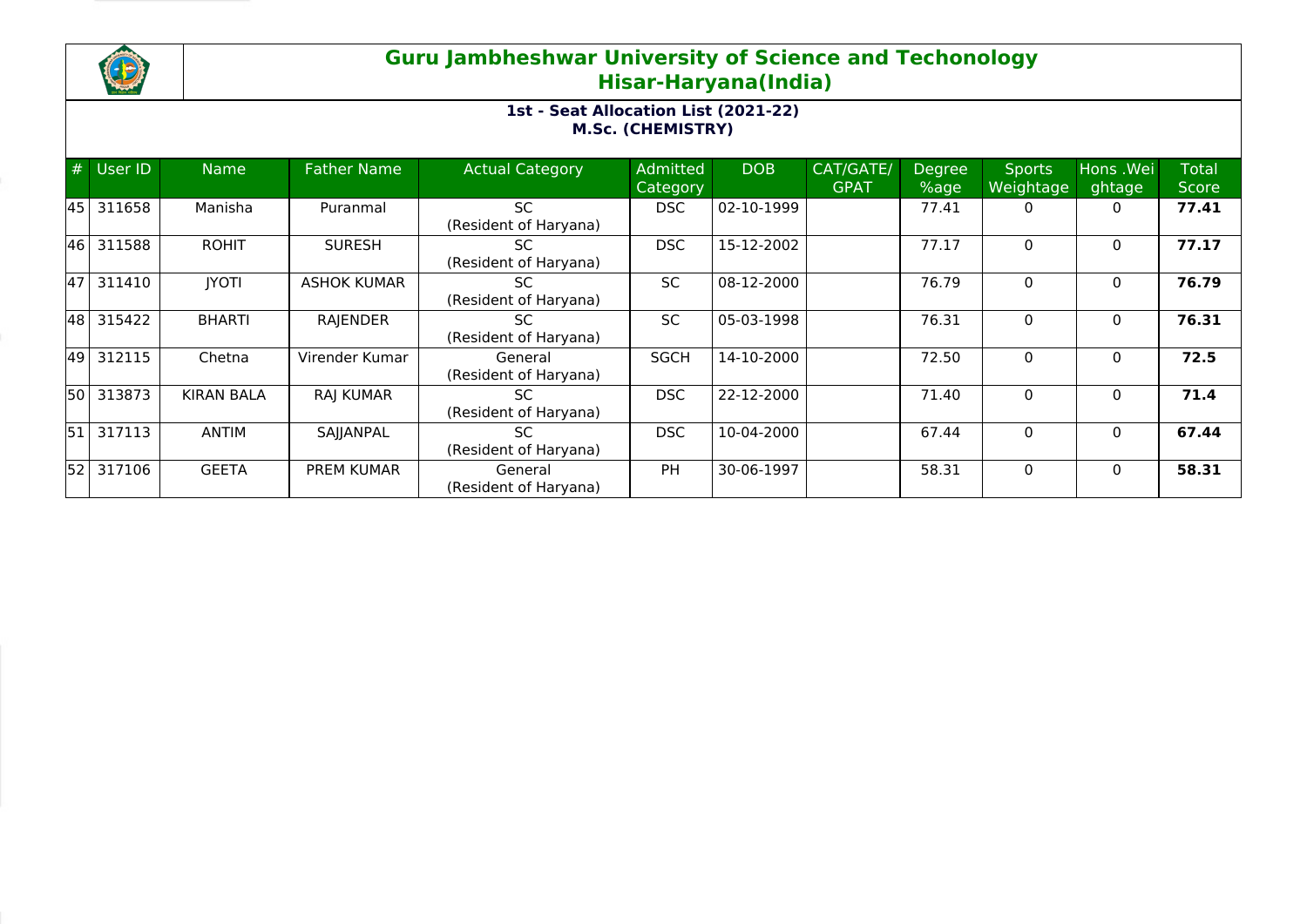# Guru Jambheshwar University of Science and Techonology
## Hisar-Haryana(India)

### 1st - Seat Allocation List (2021-22)
### M.Sc. (CHEMISTRY)

| # | User ID | Name | Father Name | Actual Category | Admitted Category | DOB | CAT/GATE/ GPAT | Degree %age | Sports Weightage | Hons .Weightage | Total Score |
|---|---|---|---|---|---|---|---|---|---|---|---|
| 45 | 311658 | Manisha | Puranmal | SC (Resident of Haryana) | DSC | 02-10-1999 | | 77.41 | 0 | 0 | **77.41** |
| 46 | 311588 | ROHIT | SURESH | SC (Resident of Haryana) | DSC | 15-12-2002 | | 77.17 | 0 | 0 | **77.17** |
| 47 | 311410 | JYOTI | ASHOK KUMAR | SC (Resident of Haryana) | SC | 08-12-2000 | | 76.79 | 0 | 0 | **76.79** |
| 48 | 315422 | BHARTI | RAJENDER | SC (Resident of Haryana) | SC | 05-03-1998 | | 76.31 | 0 | 0 | **76.31** |
| 49 | 312115 | Chetna | Virender Kumar | General (Resident of Haryana) | SGCH | 14-10-2000 | | 72.50 | 0 | 0 | **72.5** |
| 50 | 313873 | KIRAN BALA | RAJ KUMAR | SC (Resident of Haryana) | DSC | 22-12-2000 | | 71.40 | 0 | 0 | **71.4** |
| 51 | 317113 | ANTIM | SAJJANPAL | SC (Resident of Haryana) | DSC | 10-04-2000 | | 67.44 | 0 | 0 | **67.44** |
| 52 | 317106 | GEETA | PREM KUMAR | General (Resident of Haryana) | PH | 30-06-1997 | | 58.31 | 0 | 0 | **58.31** |